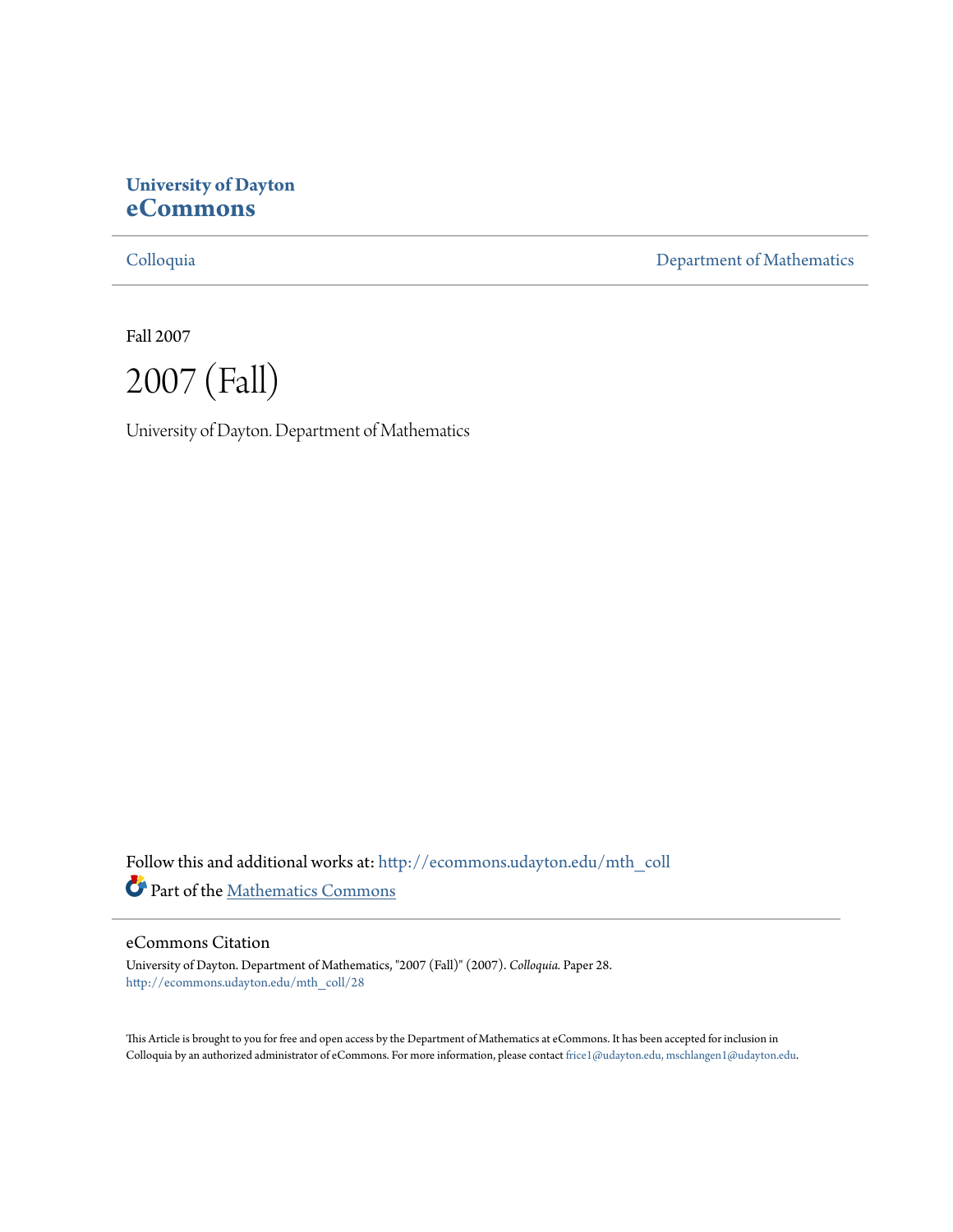**University of Dayton**
**eCommons**

Colloquia | Department of Mathematics

Fall 2007

# 2007 (Fall)

University of Dayton. Department of Mathematics

Follow this and additional works at: http://ecommons.udayton.edu/mth_coll

Part of the Mathematics Commons

## eCommons Citation

University of Dayton. Department of Mathematics, "2007 (Fall)" (2007). *Colloquia*. Paper 28.
http://ecommons.udayton.edu/mth_coll/28

This Article is brought to you for free and open access by the Department of Mathematics at eCommons. It has been accepted for inclusion in Colloquia by an authorized administrator of eCommons. For more information, please contact frice1@udayton.edu, mschlangen1@udayton.edu.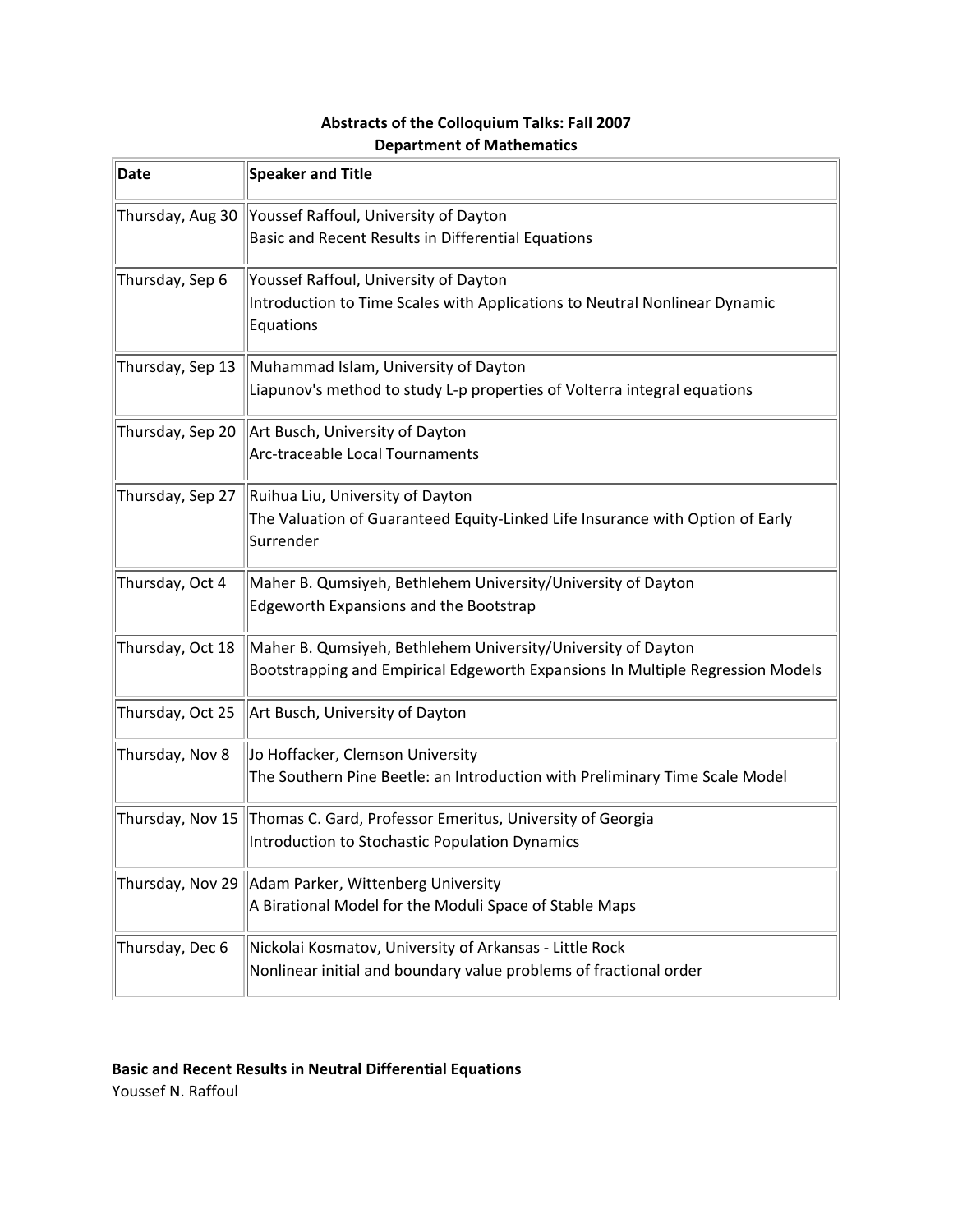**Abstracts of the Colloquium Talks: Fall 2007**
**Department of Mathematics**

| Date | Speaker and Title |
|---|---|
| Thursday, Aug 30 | Youssef Raffoul, University of Dayton<br>Basic and Recent Results in Differential Equations |
| Thursday, Sep 6 | Youssef Raffoul, University of Dayton<br>Introduction to Time Scales with Applications to Neutral Nonlinear Dynamic Equations |
| Thursday, Sep 13 | Muhammad Islam, University of Dayton<br>Liapunov's method to study L-p properties of Volterra integral equations |
| Thursday, Sep 20 | Art Busch, University of Dayton<br>Arc-traceable Local Tournaments |
| Thursday, Sep 27 | Ruihua Liu, University of Dayton<br>The Valuation of Guaranteed Equity-Linked Life Insurance with Option of Early Surrender |
| Thursday, Oct 4 | Maher B. Qumsiyeh, Bethlehem University/University of Dayton<br>Edgeworth Expansions and the Bootstrap |
| Thursday, Oct 18 | Maher B. Qumsiyeh, Bethlehem University/University of Dayton<br>Bootstrapping and Empirical Edgeworth Expansions In Multiple Regression Models |
| Thursday, Oct 25 | Art Busch, University of Dayton |
| Thursday, Nov 8 | Jo Hoffacker, Clemson University<br>The Southern Pine Beetle: an Introduction with Preliminary Time Scale Model |
| Thursday, Nov 15 | Thomas C. Gard, Professor Emeritus, University of Georgia<br>Introduction to Stochastic Population Dynamics |
| Thursday, Nov 29 | Adam Parker, Wittenberg University<br>A Birational Model for the Moduli Space of Stable Maps |
| Thursday, Dec 6 | Nickolai Kosmatov, University of Arkansas - Little Rock<br>Nonlinear initial and boundary value problems of fractional order |

**Basic and Recent Results in Neutral Differential Equations**
Youssef N. Raffoul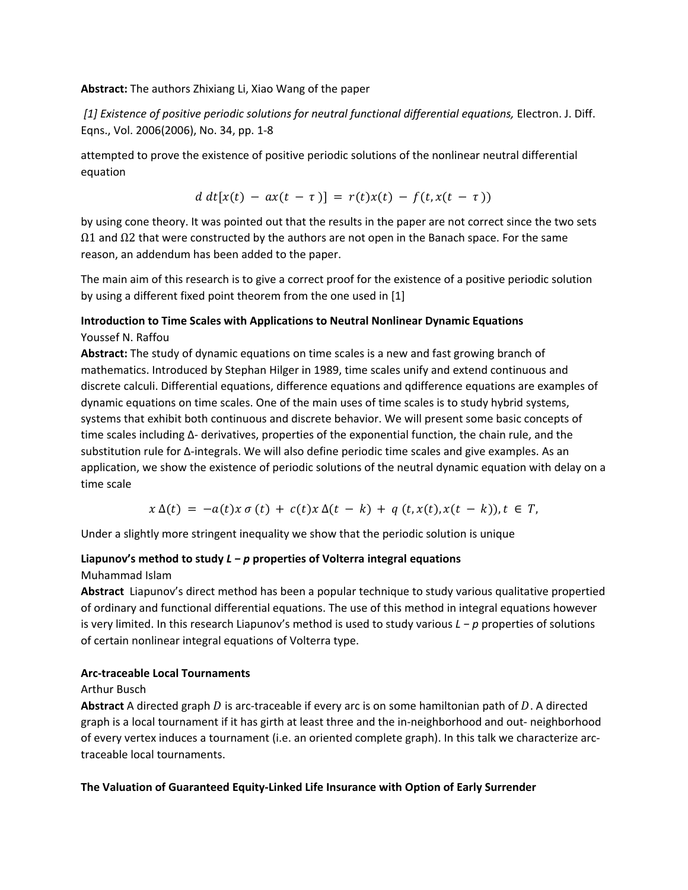**Abstract:** The authors Zhixiang Li, Xiao Wang of the paper

*[1] Existence of positive periodic solutions for neutral functional differential equations,* Electron. J. Diff. Eqns., Vol. 2006(2006), No. 34, pp. 1-8

attempted to prove the existence of positive periodic solutions of the nonlinear neutral differential equation

$$\frac{d}{dt}[x(t) - ax(t - \tau)] = r(t)x(t) - f(t, x(t - \tau))$$

by using cone theory. It was pointed out that the results in the paper are not correct since the two sets $\Omega 1$ and $\Omega 2$ that were constructed by the authors are not open in the Banach space. For the same reason, an addendum has been added to the paper.

The main aim of this research is to give a correct proof for the existence of a positive periodic solution by using a different fixed point theorem from the one used in [1]

**Introduction to Time Scales with Applications to Neutral Nonlinear Dynamic Equations**
Youssef N. Raffou
**Abstract:** The study of dynamic equations on time scales is a new and fast growing branch of mathematics. Introduced by Stephan Hilger in 1989, time scales unify and extend continuous and discrete calculi. Differential equations, difference equations and qdifference equations are examples of dynamic equations on time scales. One of the main uses of time scales is to study hybrid systems, systems that exhibit both continuous and discrete behavior. We will present some basic concepts of time scales including Δ- derivatives, properties of the exponential function, the chain rule, and the substitution rule for Δ-integrals. We will also define periodic time scales and give examples. As an application, we show the existence of periodic solutions of the neutral dynamic equation with delay on a time scale

$$x^{\Delta}(t) = -a(t)x^{\sigma}(t) + c(t)x^{\Delta}(t - k) + q(t, x(t), x(t - k)), t \in T,$$

Under a slightly more stringent inequality we show that the periodic solution is unique

**Liapunov's method to study $L - p$ properties of Volterra integral equations**
Muhammad Islam
**Abstract** Liapunov's direct method has been a popular technique to study various qualitative propertied of ordinary and functional differential equations. The use of this method in integral equations however is very limited. In this research Liapunov's method is used to study various $L - p$ properties of solutions of certain nonlinear integral equations of Volterra type.

**Arc-traceable Local Tournaments**
Arthur Busch
**Abstract** A directed graph $D$ is arc-traceable if every arc is on some hamiltonian path of $D$. A directed graph is a local tournament if it has girth at least three and the in-neighborhood and out- neighborhood of every vertex induces a tournament (i.e. an oriented complete graph). In this talk we characterize arc-traceable local tournaments.

**The Valuation of Guaranteed Equity-Linked Life Insurance with Option of Early Surrender**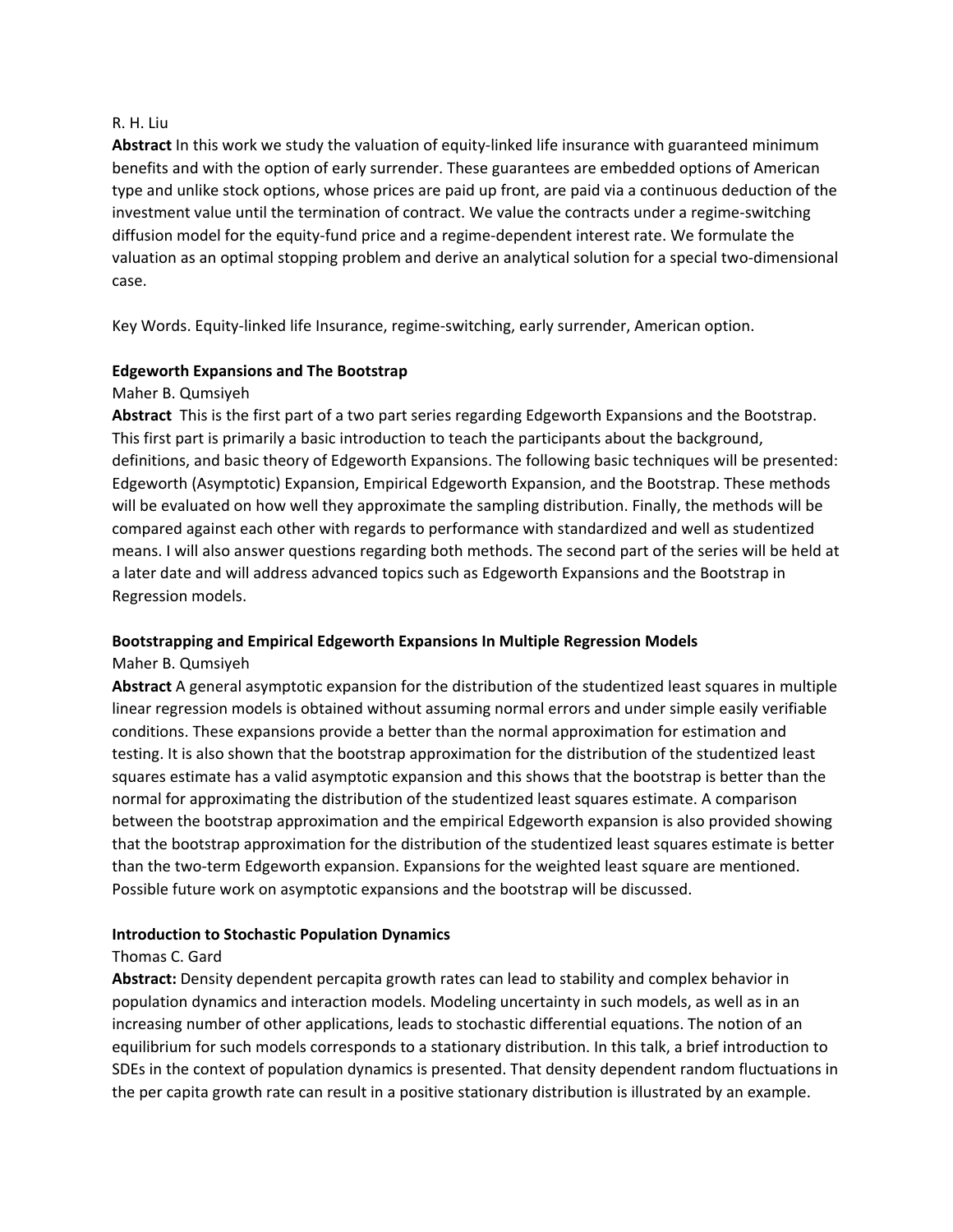R. H. Liu

**Abstract** In this work we study the valuation of equity-linked life insurance with guaranteed minimum benefits and with the option of early surrender. These guarantees are embedded options of American type and unlike stock options, whose prices are paid up front, are paid via a continuous deduction of the investment value until the termination of contract. We value the contracts under a regime-switching diffusion model for the equity-fund price and a regime-dependent interest rate. We formulate the valuation as an optimal stopping problem and derive an analytical solution for a special two-dimensional case.

Key Words. Equity-linked life Insurance, regime-switching, early surrender, American option.

**Edgeworth Expansions and The Bootstrap**

Maher B. Qumsiyeh

**Abstract** This is the first part of a two part series regarding Edgeworth Expansions and the Bootstrap. This first part is primarily a basic introduction to teach the participants about the background, definitions, and basic theory of Edgeworth Expansions. The following basic techniques will be presented: Edgeworth (Asymptotic) Expansion, Empirical Edgeworth Expansion, and the Bootstrap. These methods will be evaluated on how well they approximate the sampling distribution. Finally, the methods will be compared against each other with regards to performance with standardized and well as studentized means. I will also answer questions regarding both methods. The second part of the series will be held at a later date and will address advanced topics such as Edgeworth Expansions and the Bootstrap in Regression models.

**Bootstrapping and Empirical Edgeworth Expansions In Multiple Regression Models**

Maher B. Qumsiyeh

**Abstract** A general asymptotic expansion for the distribution of the studentized least squares in multiple linear regression models is obtained without assuming normal errors and under simple easily verifiable conditions. These expansions provide a better than the normal approximation for estimation and testing. It is also shown that the bootstrap approximation for the distribution of the studentized least squares estimate has a valid asymptotic expansion and this shows that the bootstrap is better than the normal for approximating the distribution of the studentized least squares estimate. A comparison between the bootstrap approximation and the empirical Edgeworth expansion is also provided showing that the bootstrap approximation for the distribution of the studentized least squares estimate is better than the two-term Edgeworth expansion. Expansions for the weighted least square are mentioned. Possible future work on asymptotic expansions and the bootstrap will be discussed.

**Introduction to Stochastic Population Dynamics**

Thomas C. Gard

**Abstract:** Density dependent percapita growth rates can lead to stability and complex behavior in population dynamics and interaction models. Modeling uncertainty in such models, as well as in an increasing number of other applications, leads to stochastic differential equations. The notion of an equilibrium for such models corresponds to a stationary distribution. In this talk, a brief introduction to SDEs in the context of population dynamics is presented. That density dependent random fluctuations in the per capita growth rate can result in a positive stationary distribution is illustrated by an example.